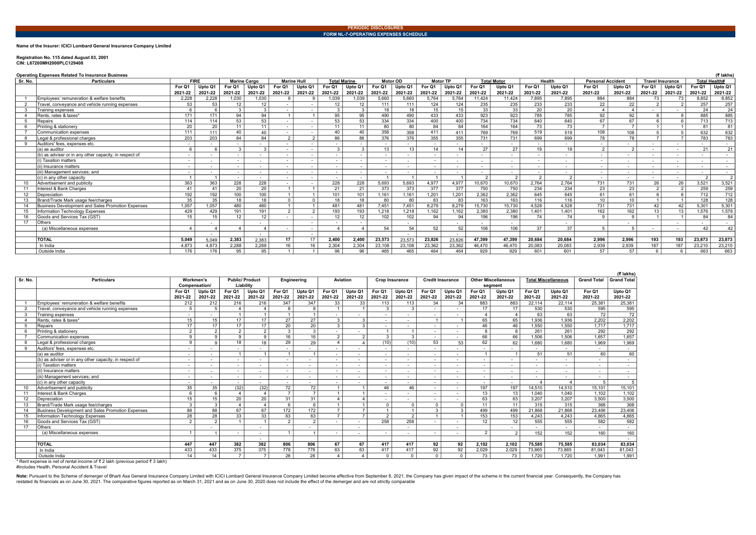# PERIODIC DISCLOSURES

## FORM NL-7-OPERATING EXPENSES SCHEDULE

**Name of the Insurer: ICICI Lombard General Insurance Company Limited**

**Registration No. 115 dated August 03, 2001**
**CIN: L67200MH2000PLC129408**

**Operating Expenses Related To Insurance Business**

(₹ lakhs)

| Sr. No. | Particulars | FIRE | | Marine Cargo | | Marine Hull | | Total Marine | | Motor OD | | Motor TP | | Total Motor | | Health | | Personal Accident | | Travel Insurance | | Total Health# | |
|---|---|---|---|---|---|---|---|---|---|---|---|---|---|---|---|---|---|---|---|---|---|---|---|
| | | For Q1 2021-22 | Upto Q1 2021-22 | For Q1 2021-22 | Upto Q1 2021-22 | For Q1 2021-22 | Upto Q1 2021-22 | For Q1 2021-22 | Upto Q1 2021-22 | For Q1 2021-22 | Upto Q1 2021-22 | For Q1 2021-22 | Upto Q1 2021-22 | For Q1 2021-22 | Upto Q1 2021-22 | For Q1 2021-22 | Upto Q1 2021-22 | For Q1 2021-22 | Upto Q1 2021-22 | For Q1 2021-22 | Upto Q1 2021-22 | For Q1 2021-22 | Upto Q1 2021-22 |
| 1 | Employees' remuneration & welfare benefits | 2,228 | 2,228 | 1,030 | 1,030 | 9 | 9 | 1,039 | 1,039 | 5,660 | 5,660 | 5,764 | 5,764 | 11,424 | 11,424 | 7,895 | 7,895 | 884 | 884 | 73 | 73 | 8,852 | 8,852 |
| 2 | Travel, conveyance and vehicle running expenses | 53 | 53 | 12 | 12 | - | - | 12 | 12 | 111 | 111 | 124 | 124 | 235 | 235 | 233 | 233 | 22 | 22 | 2 | 2 | 257 | 257 |
| 3 | Training expenses | 6 | 6 | 3 | 3 | - | - | 3 | 3 | 18 | 18 | 15 | 15 | 33 | 33 | 20 | 20 | 4 | 4 | - | - | 24 | 24 |
| 4 | Rents, rates & taxes* | 171 | 171 | 94 | 94 | 1 | 1 | 95 | 95 | 490 | 490 | 433 | 433 | 923 | 923 | 785 | 785 | 92 | 92 | 8 | 8 | 885 | 885 |
| 5 | Repairs | 114 | 114 | 53 | 53 | - | - | 53 | 53 | 334 | 334 | 400 | 400 | 734 | 734 | 640 | 640 | 67 | 67 | 6 | 6 | 713 | 713 |
| 6 | Printing & stationery | 20 | 20 | 11 | 11 | - | - | 11 | 11 | 80 | 80 | 84 | 84 | 164 | 164 | 73 | 73 | 7 | 7 | 1 | 1 | 81 | 81 |
| 7 | Communication expenses | 111 | 111 | 40 | 40 | - | - | 40 | 40 | 358 | 358 | 411 | 411 | 769 | 769 | 519 | 519 | 108 | 108 | 5 | 5 | 632 | 632 |
| 8 | Legal & professional charges | 203 | 203 | 84 | 84 | 2 | 2 | 86 | 86 | 376 | 376 | 355 | 355 | 731 | 731 | 699 | 699 | 78 | 78 | 7 | 7 | 783 | 783 |
| 9 | Auditors' fees, expenses etc. | - | - | - | - | - | - | - | - | - | - | - | - | - | - | - | - | - | - | - | - | - | - |
| | (a) as auditor | 6 | 6 | 3 | 3 | - | - | 3 | 3 | 13 | 13 | 14 | 14 | 27 | 27 | 19 | 19 | 2 | 2 | - | - | 21 | 21 |
| | (b) as adviser or in any other capacity, in respect of | - | - | - | - | - | - | - | - | - | - | - | - | - | - | - | - | - | - | - | - | - | - |
| | (i) Taxation matters | - | - | - | - | - | - | - | - | - | - | - | - | - | - | - | - | - | - | - | - | - | - |
| | (ii) Insurance matters | - | - | - | - | - | - | - | - | - | - | - | - | - | - | - | - | - | - | - | - | - | - |
| | (iii) Management services; and | - | - | - | - | - | - | - | - | - | - | - | - | - | - | - | - | - | - | - | - | - | - |
| | (c) in any other capacity | 1 | 1 | - | - | - | - | - | - | 1 | 1 | 1 | 1 | 2 | 2 | 2 | 2 | - | - | - | - | 2 | 2 |
| 10 | Advertisement and publicity | 363 | 363 | 228 | 228 | - | - | 228 | 228 | 5,693 | 5,693 | 4,977 | 4,977 | 10,670 | 10,670 | 2,764 | 2,764 | 731 | 731 | 26 | 26 | 3,521 | 3,521 |
| 11 | Interest & Bank Charges | 41 | 41 | 20 | 20 | 1 | 1 | 21 | 21 | 373 | 373 | 377 | 377 | 750 | 750 | 234 | 234 | 23 | 23 | 2 | 2 | 259 | 259 |
| 12 | Depreciation | 192 | 192 | 100 | 100 | 1 | 1 | 101 | 101 | 1,161 | 1,161 | 1,201 | 1,201 | 2,362 | 2,362 | 645 | 645 | 61 | 61 | 6 | 6 | 712 | 712 |
| 13 | Brand/Trade Mark usage fee/charges | 35 | 35 | 18 | 18 | 0 | 0 | 18 | 18 | 80 | 80 | 83 | 83 | 163 | 163 | 116 | 116 | 10 | 10 | 1 | 1 | 128 | 128 |
| 14 | Business Development and Sales Promotion Expenses | 1,057 | 1,057 | 480 | 480 | 1 | 1 | 481 | 481 | 7,451 | 7,451 | 8,279 | 8,279 | 15,730 | 15,730 | 4,528 | 4,528 | 731 | 731 | 42 | 42 | 5,301 | 5,301 |
| 15 | Information Technology Expenses | 429 | 429 | 191 | 191 | 2 | 2 | 193 | 193 | 1,218 | 1,218 | 1,162 | 1,162 | 2,380 | 2,380 | 1,401 | 1,401 | 162 | 162 | 13 | 13 | 1,576 | 1,576 |
| 16 | Goods and Services Tax (GST) | 15 | 15 | 12 | 12 | - | - | 12 | 12 | 102 | 102 | 94 | 94 | 196 | 196 | 74 | 74 | 9 | 9 | 1 | 1 | 84 | 84 |
| 17 | Others | | - | | - | | - | | - | | - | | - | | - | | - | | - | | - | | - |
| | (a) Miscellaneous expenses | 4 | 4 | 4 | 4 | - | - | 4 | 4 | 54 | 54 | 52 | 52 | 106 | 106 | 37 | 37 | 5 | 5 | - | - | 42 | 42 |
| | **TOTAL** | 5,049 | 5,049 | 2,383 | 2,383 | 17 | 17 | 2,400 | 2,400 | 23,573 | 23,573 | 23,826 | 23,826 | 47,399 | 47,399 | 20,684 | 20,684 | 2,996 | 2,996 | 193 | 193 | 23,873 | 23,873 |
| | In India | 4,873 | 4,873 | 2,288 | 2,288 | 16 | 16 | 2,304 | 2,304 | 23,108 | 23,108 | 23,362 | 23,362 | 46,470 | 46,470 | 20,083 | 20,083 | 2,939 | 2,939 | 187 | 187 | 23,210 | 23,210 |
| | Outside India | 176 | 176 | 95 | 95 | 1 | 1 | 96 | 96 | 465 | 465 | 464 | 464 | 929 | 929 | 601 | 601 | 57 | 57 | 6 | 6 | 663 | 663 |

(₹ lakhs)

| Sr. No. | Particulars | Workmen's Compensation/ | | Public/ Product Liability | | Engineering | | Aviation | | Crop Insurance | | Credit Insurance | | Other Miscellaneous segment | | Total Miscellaneous | | Grand Total | Grand Total |
|---|---|---|---|---|---|---|---|---|---|---|---|---|---|---|---|---|---|---|---|
| | | For Q1 2021-22 | Upto Q1 2021-22 | For Q1 2021-22 | Upto Q1 2021-22 | For Q1 2021-22 | Upto Q1 2021-22 | For Q1 2021-22 | Upto Q1 2021-22 | For Q1 2021-22 | Upto Q1 2021-22 | For Q1 2021-22 | Upto Q1 2021-22 | For Q1 2021-22 | Upto Q1 2021-22 | For Q1 2021-22 | Upto Q1 2021-22 | For Q1 2021-22 | Upto Q1 2021-22 |
| 1 | Employees' remuneration & welfare benefits | 212 | 212 | 216 | 216 | 347 | 347 | 33 | 33 | 113 | 113 | 34 | 34 | 883 | 883 | 22,114 | 22,114 | 25,381 | 25,381 |
| 2 | Travel, conveyance and vehicle running expenses | 5 | 5 | 4 | 4 | 8 | 8 | 1 | 1 | 3 | 3 | - | - | 17 | 17 | 530 | 530 | 595 | 595 |
| 3 | Training expenses | - | - | 1 | 1 | 1 | 1 | - | - | - | - | - | - | 4 | 4 | 63 | 63 | 72 | 72 |
| 4 | Rents, rates & taxes* | 15 | 15 | 17 | 17 | 27 | 27 | 3 | 3 | - | - | 1 | 1 | 65 | 65 | 1,936 | 1,936 | 2,202 | 2,202 |
| 5 | Repairs | 17 | 17 | 17 | 17 | 20 | 20 | 3 | 3 | - | - | - | - | 46 | 46 | 1,550 | 1,550 | 1,717 | 1,717 |
| 6 | Printing & stationery | 2 | 2 | 2 | 2 | 3 | 3 | - | - | 1 | 1 | - | - | 8 | 8 | 261 | 261 | 292 | 292 |
| 7 | Communication expenses | 9 | 9 | 9 | 9 | 16 | 16 | 2 | 2 | 3 | 3 | - | - | 66 | 66 | 1,506 | 1,506 | 1,657 | 1,657 |
| 8 | Legal & professional charges | 9 | 9 | 18 | 18 | 29 | 29 | 4 | 4 | (10) | (10) | 53 | 53 | 62 | 62 | 1,680 | 1,680 | 1,969 | 1,969 |
| 9 | Auditors' fees, expenses etc. | - | - | - | - | - | - | - | - | - | - | - | - | - | - | - | - | - | - |
| | (a) as auditor | - | - | 1 | 1 | 1 | 1 | - | - | - | - | - | - | 1 | 1 | 51 | 51 | 60 | 60 |
| | (b) as adviser or in any other capacity, in respect of | - | - | - | - | - | - | - | - | - | - | - | - | - | - | - | - | - | - |
| | (i) Taxation matters | - | - | - | - | - | - | - | - | - | - | - | - | - | - | - | - | - | - |
| | (ii) Insurance matters | - | - | - | - | - | - | - | - | - | - | - | - | - | - | - | - | - | - |
| | (iii) Management services; and | - | - | - | - | - | - | - | - | - | - | - | - | - | - | - | - | - | - |
| | (c) in any other capacity | - | - | - | - | - | - | - | - | - | - | - | - | - | - | 4 | 4 | 5 | 5 |
| 10 | Advertisement and publicity | 35 | 35 | (32) | (32) | 72 | 72 | 1 | 1 | 46 | 46 | - | - | 197 | 197 | 14,510 | 14,510 | 15,101 | 15,101 |
| 11 | Interest & Bank Charges | 6 | 6 | 4 | 4 | 7 | 7 | 1 | 1 | - | - | - | - | 13 | 13 | 1,040 | 1,040 | 1,102 | 1,102 |
| 12 | Depreciation | 15 | 15 | 20 | 20 | 31 | 31 | 4 | 4 | - | - | - | - | 63 | 63 | 3,207 | 3,207 | 3,500 | 3,500 |
| 13 | Brand/Trade Mark usage fee/charges | 3 | 3 | 4 | 4 | 6 | 6 | 1 | 1 | 0 | 0 | 0 | 0 | 11 | 11 | 315 | 315 | 368 | 368 |
| 14 | Business Development and Sales Promotion Expenses | 88 | 88 | 67 | 67 | 172 | 172 | 7 | 7 | 1 | 1 | 3 | 3 | 499 | 499 | 21,868 | 21,868 | 23,406 | 23,406 |
| 15 | Information Technology Expenses | 28 | 28 | 33 | 33 | 63 | 63 | 7 | 7 | 2 | 2 | 1 | 1 | 153 | 153 | 4,243 | 4,243 | 4,865 | 4,865 |
| 16 | Goods and Services Tax (GST) | 2 | 2 | 1 | 1 | 2 | 2 | - | - | 258 | 258 | - | - | 12 | 12 | 555 | 555 | 582 | 582 |
| 17 | Others | | - | | - | | - | | - | | - | | - | | - | | - | | - |
| | (a) Miscellaneous expenses | 1 | 1 | - | - | 1 | 1 | - | - | - | - | - | - | 2 | 2 | 152 | 152 | 160 | 160 |
| | **TOTAL** | 447 | 447 | 382 | 382 | 806 | 806 | 67 | 67 | 417 | 417 | 92 | 92 | 2,102 | 2,102 | 75,585 | 75,585 | 83,034 | 83,034 |
| | In India | 433 | 433 | 375 | 375 | 778 | 778 | 63 | 63 | 417 | 417 | 92 | 92 | 2,029 | 2,029 | 73,865 | 73,865 | 81,043 | 81,043 |
| | Outside India | 14 | 14 | 7 | 7 | 28 | 28 | 4 | 4 | 0 | 0 | 0 | 0 | 73 | 73 | 1,720 | 1,720 | 1,991 | 1,991 |

\* Rent expense is net of rental income of ₹ 2 lakh (previous period ₹ 3 lakh)
#includes Health, Personal Accident & Travel

**Note:** Pursuant to the Scheme of demerger of Bharti Axa General Insurance Company Limited with ICICI Lombard General Insurance Company Limited become effective from September 8, 2021, the Company has given impact of the scheme in the current financial year. Consequently, the Company has restated its financials as on June 30, 2021. The comparative figures reported as on March 31, 2021 and as on June 30, 2020 does not include the effect of the demerger and are not strictly comparable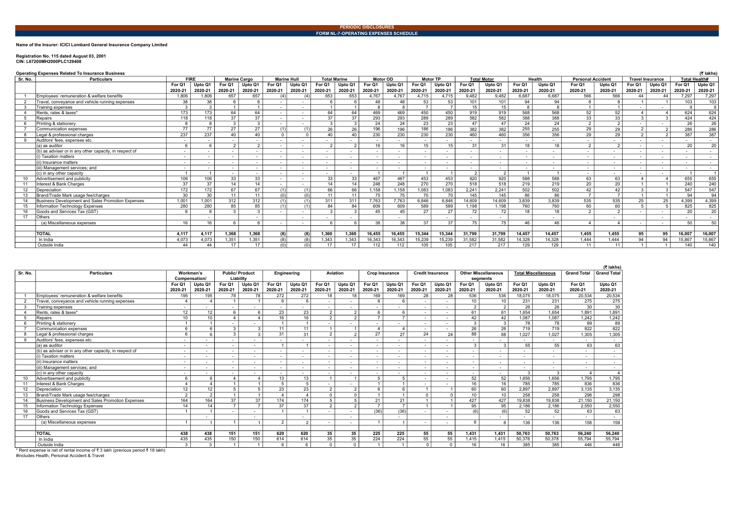**PERIODIC DISCLOSURES**

**FORM NL-7-OPERATING EXPENSES SCHEDULE**

**Name of the Insurer: ICICI Lombard General Insurance Company Limited**

**Registration No. 115 dated August 03, 2001**
**CIN: L67200MH2000PLC129408**

**Operating Expenses Related To Insurance Business**

(₹ lakhs)

| Sr. No. | Particulars | FIRE | | Marine Cargo | | Marine Hull | | Total Marine | | Motor OD | | Motor TP | | Total Motor | | Health | | Personal Accident | | Travel Insurance | | Total Health# | |
|---|---|---|---|---|---|---|---|---|---|---|---|---|---|---|---|---|---|---|---|---|---|---|---|
| | | For Q1 2020-21 | Upto Q1 2020-21 | For Q1 2020-21 | Upto Q1 2020-21 | For Q1 2020-21 | Upto Q1 2020-21 | For Q1 2020-21 | Upto Q1 2020-21 | For Q1 2020-21 | Upto Q1 2020-21 | For Q1 2020-21 | Upto Q1 2020-21 | For Q1 2020-21 | Upto Q1 2020-21 | For Q1 2020-21 | Upto Q1 2020-21 | For Q1 2020-21 | Upto Q1 2020-21 | For Q1 2020-21 | Upto Q1 2020-21 | For Q1 2020-21 | Upto Q1 2020-21 |
| 1 | Employees' remuneration & welfare benefits | 1,806 | 1,806 | 657 | 657 | (4) | (4) | 653 | 653 | 4,767 | 4,767 | 4,715 | 4,715 | 9,482 | 9,482 | 6,687 | 6,687 | 566 | 566 | 44 | 44 | 7,297 | 7,297 |
| 2 | Travel, conveyance and vehicle running expenses | 38 | 38 | 6 | 6 | - | - | 6 | 6 | 48 | 48 | 53 | 53 | 101 | 101 | 94 | 94 | 8 | 8 | 1 | 1 | 103 | 103 |
| 3 | Training expenses | 3 | 3 | 1 | 1 | - | - | 1 | 1 | 8 | 8 | 7 | 7 | 15 | 15 | 8 | 8 | 1 | 1 | - | - | 9 | 9 |
| 4 | Rents, rates & taxes* | 173 | 173 | 64 | 64 | - | - | 64 | 64 | 469 | 469 | 450 | 450 | 919 | 919 | 568 | 568 | 52 | 52 | 4 | 4 | 624 | 624 |
| 5 | Repairs | 118 | 118 | 37 | 37 | - | - | 37 | 37 | 293 | 293 | 289 | 289 | 582 | 582 | 388 | 388 | 33 | 33 | 3 | 3 | 424 | 424 |
| 6 | Printing & stationery | 8 | 8 | 3 | 3 | - | - | 3 | 3 | 24 | 24 | 23 | 23 | 47 | 47 | 24 | 24 | 2 | 2 | - | - | 26 | 26 |
| 7 | Communication expenses | 77 | 77 | 27 | 27 | (1) | (1) | 26 | 26 | 196 | 196 | 186 | 186 | 382 | 382 | 255 | 255 | 29 | 29 | 2 | 2 | 286 | 286 |
| 8 | Legal & professional charges | 237 | 237 | 40 | 40 | 0 | 0 | 40 | 40 | 230 | 230 | 230 | 230 | 460 | 460 | 356 | 356 | 29 | 29 | 2 | 2 | 387 | 387 |
| 9 | Auditors' fees, expenses etc. | - | - | - | - | - | - | - | - | - | - | - | - | - | - | - | - | - | - | - | - | - | - |
| | (a) as auditor | 6 | 6 | 2 | 2 | - | - | 2 | 2 | 16 | 16 | 15 | 15 | 31 | 31 | 18 | 18 | 2 | 2 | - | - | 20 | 20 |
| | (b) as adviser or in any other capacity, in respect of | - | - | - | - | - | - | - | - | - | - | - | - | - | - | - | - | - | - | - | - | - | - |
| | (i) Taxation matters | - | - | - | - | - | - | - | - | - | - | - | - | - | - | - | - | - | - | - | - | - | - |
| | (ii) Insurance matters | - | - | - | - | - | - | - | - | - | - | - | - | - | - | - | - | - | - | - | - | - | - |
| | (iii) Management services; and | - | - | - | - | - | - | - | - | - | - | - | - | - | - | - | - | - | - | - | - | - | - |
| | (c) in any other capacity | 1 | 1 | - | - | - | - | - | - | 1 | 1 | 1 | 1 | 2 | 2 | 1 | 1 | - | - | - | - | 1 | 1 |
| 10 | Advertisement and publicity | 106 | 106 | 33 | 33 | - | - | 33 | 33 | 467 | 467 | 453 | 453 | 920 | 920 | 588 | 588 | 63 | 63 | 4 | 4 | 655 | 655 |
| 11 | Interest & Bank Charges | 37 | 37 | 14 | 14 | - | - | 14 | 14 | 248 | 248 | 270 | 270 | 518 | 518 | 219 | 219 | 20 | 20 | 1 | 1 | 240 | 240 |
| 12 | Depreciation | 172 | 172 | 67 | 67 | (1) | (1) | 66 | 66 | 1,158 | 1,158 | 1,083 | 1,083 | 2,241 | 2,241 | 502 | 502 | 42 | 42 | 3 | 3 | 547 | 547 |
| 13 | Brand/Trade Mark usage fee/charges | 30 | 30 | 11 | 11 | (0) | (0) | 11 | 11 | 75 | 75 | 70 | 70 | 145 | 145 | 86 | 86 | 7 | 7 | 1 | 1 | 94 | 94 |
| 14 | Business Development and Sales Promotion Expenses | 1,001 | 1,001 | 312 | 312 | (1) | (1) | 311 | 311 | 7,763 | 7,763 | 6,846 | 6,846 | 14,609 | 14,609 | 3,839 | 3,839 | 535 | 535 | 25 | 25 | 4,399 | 4,399 |
| 15 | Information Technology Expenses | 280 | 280 | 85 | 85 | (1) | (1) | 84 | 84 | 609 | 609 | 589 | 589 | 1,198 | 1,198 | 760 | 760 | 60 | 60 | 5 | 5 | 825 | 825 |
| 16 | Goods and Services Tax (GST) | 8 | 8 | 3 | 3 | - | - | 3 | 3 | 45 | 45 | 27 | 27 | 72 | 72 | 18 | 18 | 2 | 2 | - | - | 20 | 20 |
| 17 | Others | | - | | - | | - | - | - | | - | | - | | - | | - | | - | | - | - | - |
| | (a) Miscellaneous expenses | 16 | 16 | 6 | 6 | - | - | 6 | 6 | 38 | 38 | 37 | 37 | 75 | 75 | 46 | 46 | 4 | 4 | - | - | 50 | 50 |
| | **TOTAL** | **4,117** | **4,117** | **1,368** | **1,368** | **(8)** | **(8)** | **1,360** | **1,360** | **16,455** | **16,455** | **15,344** | **15,344** | **31,799** | **31,799** | **14,457** | **14,457** | **1,455** | **1,455** | **95** | **95** | **16,007** | **16,007** |
| | In India | 4,073 | 4,073 | 1,351 | 1,351 | (8) | (8) | 1,343 | 1,343 | 16,343 | 16,343 | 15,239 | 15,239 | 31,582 | 31,582 | 14,328 | 14,328 | 1,444 | 1,444 | 94 | 94 | 15,867 | 15,867 |
| | Outside India | 44 | 44 | 17 | 17 | (0) | (0) | 17 | 17 | 112 | 112 | 105 | 105 | 217 | 217 | 129 | 129 | 11 | 11 | 1 | 1 | 140 | 140 |

(₹ lakhs)

| Sr. No. | Particulars | Workmen's Compensation/ | | Public/ Product Liability | | Engineering | | Aviation | | Crop Insurance | | Credit Insurance | | Other Miscellaneous segments | | Total Miscellaneous | | Grand Total | Grand Total |
|---|---|---|---|---|---|---|---|---|---|---|---|---|---|---|---|---|---|---|---|
| | | For Q1 2020-21 | Upto Q1 2020-21 | For Q1 2020-21 | Upto Q1 2020-21 | For Q1 2020-21 | Upto Q1 2020-21 | For Q1 2020-21 | Upto Q1 2020-21 | For Q1 2020-21 | Upto Q1 2020-21 | For Q1 2020-21 | Upto Q1 2020-21 | For Q1 2020-21 | Upto Q1 2020-21 | For Q1 2020-21 | Upto Q1 2020-21 | For Q1 2020-21 | Upto Q1 2020-21 |
| 1 | Employees' remuneration & welfare benefits | 195 | 195 | 78 | 78 | 272 | 272 | 18 | 18 | 169 | 169 | 28 | 28 | 536 | 536 | 18,075 | 18,075 | 20,534 | 20,534 |
| 2 | Travel, conveyance and vehicle running expenses | 4 | 4 | 1 | 1 | 6 | 6 | - | - | 6 | 6 | - | - | 10 | 10 | 231 | 231 | 275 | 275 |
| 3 | Training expenses | - | - | - | - | - | - | - | - | - | - | - | - | 2 | 2 | 26 | 26 | 30 | 30 |
| 4 | Rents, rates & taxes* | 12 | 12 | 6 | 6 | 23 | 23 | 2 | 2 | 6 | 6 | - | - | 61 | 61 | 1,654 | 1,654 | 1,891 | 1,891 |
| 5 | Repairs | 10 | 10 | 4 | 4 | 16 | 16 | 2 | 2 | 7 | 7 | - | - | 42 | 42 | 1,087 | 1,087 | 1,242 | 1,242 |
| 6 | Printing & stationery | 1 | 1 | - | - | 1 | 1 | - | - | - | - | - | - | 3 | 3 | 78 | 78 | 89 | 89 |
| 7 | Communication expenses | 6 | 6 | 3 | 3 | 11 | 11 | 1 | 1 | 4 | 4 | - | - | 26 | 26 | 719 | 719 | 822 | 822 |
| 8 | Legal & professional charges | 6 | 6 | 3 | 3 | 31 | 31 | 2 | 2 | 27 | 27 | 24 | 24 | 88 | 88 | 1,027 | 1,027 | 1,305 | 1,305 |
| 9 | Auditors' fees, expenses etc. | - | - | - | - | - | - | - | - | - | - | - | - | - | - | - | - | - | - |
| | (a) as auditor | - | - | - | - | 1 | 1 | - | - | - | - | - | - | 3 | 3 | 55 | 55 | 63 | 63 |
| | (b) as adviser or in any other capacity, in respect of | - | - | - | - | - | - | - | - | - | - | - | - | - | - | - | - | - | - |
| | (i) Taxation matters | - | - | - | - | - | - | - | - | - | - | - | - | - | - | - | - | - | - |
| | (ii) Insurance matters | - | - | - | - | - | - | - | - | - | - | - | - | - | - | - | - | - | - |
| | (iii) Management services; and | - | - | - | - | - | - | - | - | - | - | - | - | - | - | - | - | - | - |
| | (c) in any other capacity | - | - | - | - | - | - | - | - | - | - | - | - | - | - | 3 | 3 | 4 | 4 |
| 10 | Advertisement and publicity | 6 | 6 | 4 | 4 | 13 | 13 | 1 | 1 | 5 | 5 | - | - | 52 | 52 | 1,656 | 1,656 | 1,795 | 1,795 |
| 11 | Interest & Bank Charges | 4 | 4 | 1 | 1 | 5 | 5 | - | - | 1 | 1 | - | - | 16 | 16 | 785 | 785 | 836 | 836 |
| 12 | Depreciation | 12 | 12 | 5 | 5 | 23 | 23 | 2 | 2 | 6 | 6 | 1 | 1 | 60 | 60 | 2,897 | 2,897 | 3,135 | 3,135 |
| 13 | Brand/Trade Mark usage fee/charges | 2 | 2 | 1 | 1 | 4 | 4 | 0 | 0 | 1 | 1 | 0 | 0 | 10 | 10 | 258 | 258 | 298 | 298 |
| 14 | Business Development and Sales Promotion Expenses | 164 | 164 | 37 | 37 | 174 | 174 | 5 | 5 | 21 | 21 | 1 | 1 | 427 | 427 | 19,838 | 19,838 | 21,150 | 21,150 |
| 15 | Information Technology Expenses | 14 | 14 | 7 | 7 | 37 | 37 | 2 | 2 | 7 | 7 | 1 | 1 | 95 | 95 | 2,186 | 2,186 | 2,550 | 2,550 |
| 16 | Goods and Services Tax (GST) | 1 | 1 | - | - | 1 | 1 | - | - | (36) | (36) | - | - | (6) | (6) | 52 | 52 | 63 | 63 |
| 17 | Others | | - | | - | | - | | - | | - | | - | | - | - | - | - | - |
| | (a) Miscellaneous expenses | 1 | 1 | 1 | 1 | 2 | 2 | - | - | 1 | 1 | - | - | 6 | 6 | 136 | 136 | 158 | 158 |
| | **TOTAL** | **438** | **438** | **151** | **151** | **620** | **620** | **35** | **35** | **225** | **225** | **55** | **55** | **1,431** | **1,431** | **50,763** | **50,763** | **56,240** | **56,240** |
| | In India | 435 | 435 | 150 | 150 | 614 | 614 | 35 | 35 | 224 | 224 | 55 | 55 | 1,415 | 1,415 | 50,378 | 50,378 | 55,794 | 55,794 |
| | Outside India | 3 | 3 | 1 | 1 | 6 | 6 | 0 | 0 | 1 | 1 | 0 | 0 | 16 | 16 | 385 | 385 | 446 | 446 |

\* Rent expense is net of rental income of ₹ 3 lakh (previous period ₹ 18 lakh)

#includes Health, Personal Accident & Travel